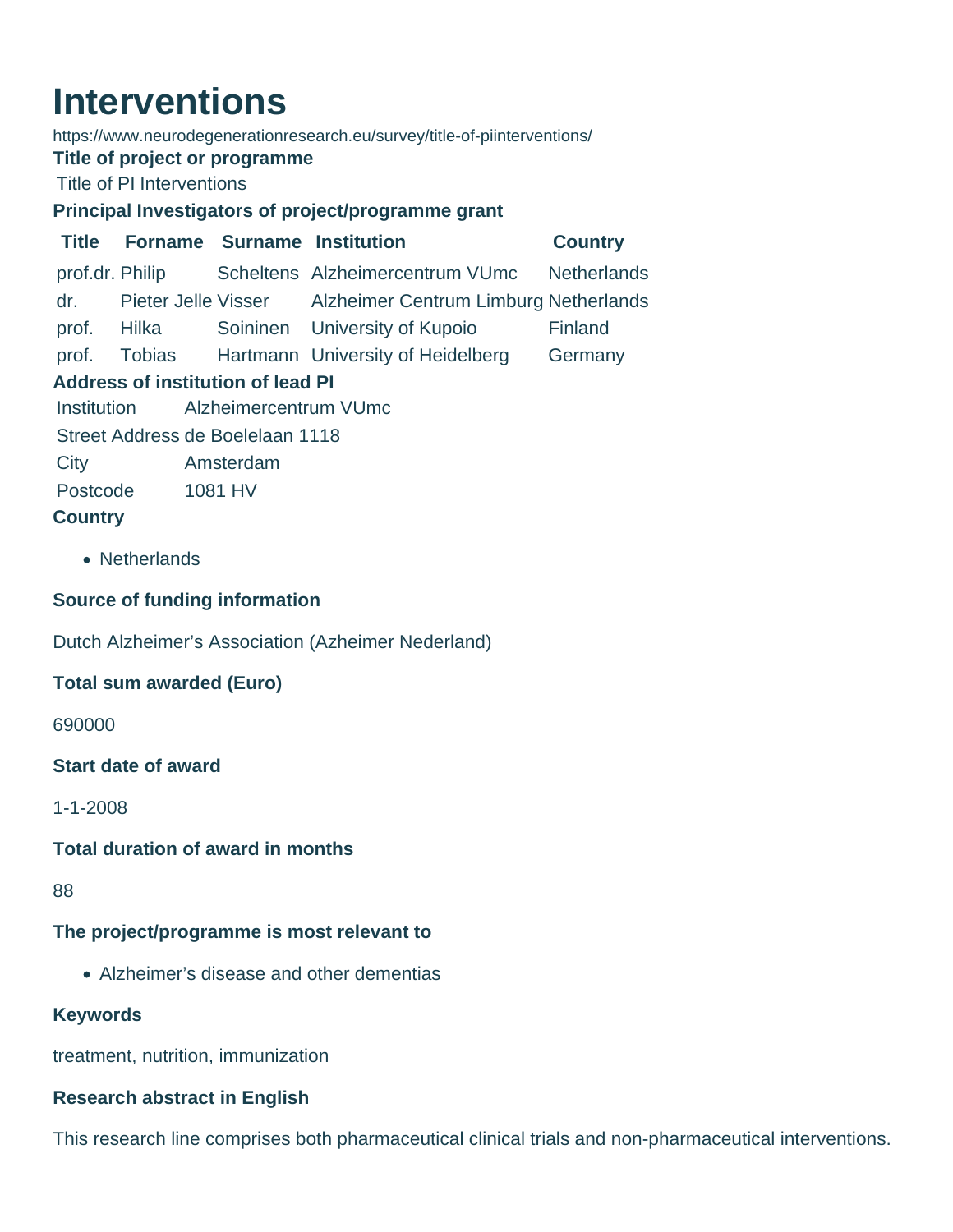# Interventions

https://www.neurodegenerationresearch.eu/survey/title-of-piinterventions/

**Title of project or programme**

Title of PI Interventions

**Principal Investigators of project/programme grant**

| Title | Forname | Surname | Institution | Country |
|---|---|---|---|---|
| prof.dr. | Philip | Scheltens | Alzheimercentrum VUmc | Netherlands |
| dr. | Pieter Jelle | Visser | Alzheimer Centrum Limburg | Netherlands |
| prof. | Hilka | Soininen | University of Kupoio | Finland |
| prof. | Tobias | Hartmann | University of Heidelberg | Germany |

**Address of institution of lead PI**

| | |
|---|---|
| Institution | Alzheimercentrum VUmc |
| Street Address | de Boelelaan 1118 |
| City | Amsterdam |
| Postcode | 1081 HV |

**Country**

- Netherlands

**Source of funding information**

Dutch Alzheimer's Association (Azheimer Nederland)

**Total sum awarded (Euro)**

690000

**Start date of award**

1-1-2008

**Total duration of award in months**

88

**The project/programme is most relevant to**

- Alzheimer's disease and other dementias

**Keywords**

treatment, nutrition, immunization

**Research abstract in English**

This research line comprises both pharmaceutical clinical trials and non-pharmaceutical interventions.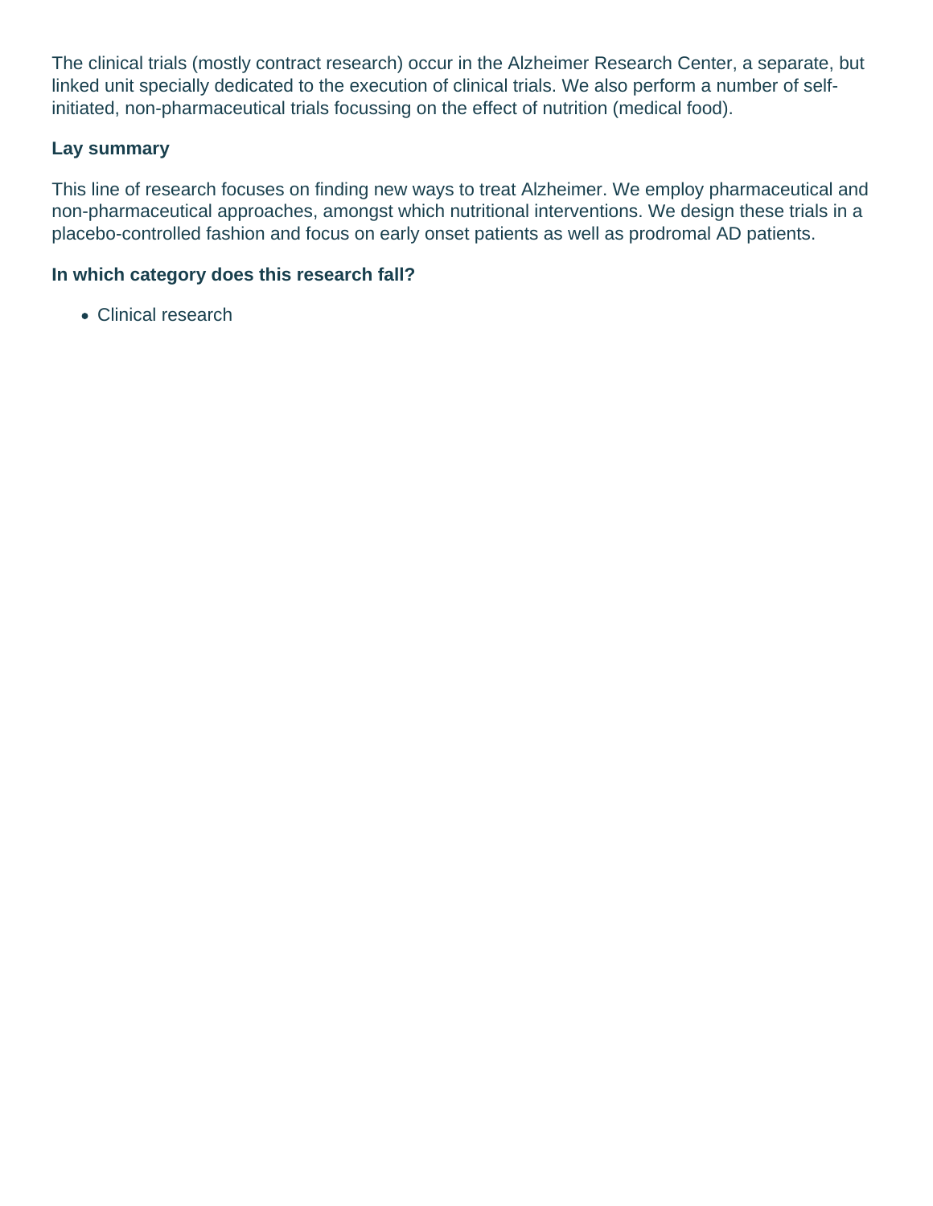The clinical trials (mostly contract research) occur in the Alzheimer Research Center, a separate, but linked unit specially dedicated to the execution of clinical trials. We also perform a number of self-initiated, non-pharmaceutical trials focussing on the effect of nutrition (medical food).

**Lay summary**

This line of research focuses on finding new ways to treat Alzheimer. We employ pharmaceutical and non-pharmaceutical approaches, amongst which nutritional interventions. We design these trials in a placebo-controlled fashion and focus on early onset patients as well as prodromal AD patients.

**In which category does this research fall?**

- Clinical research